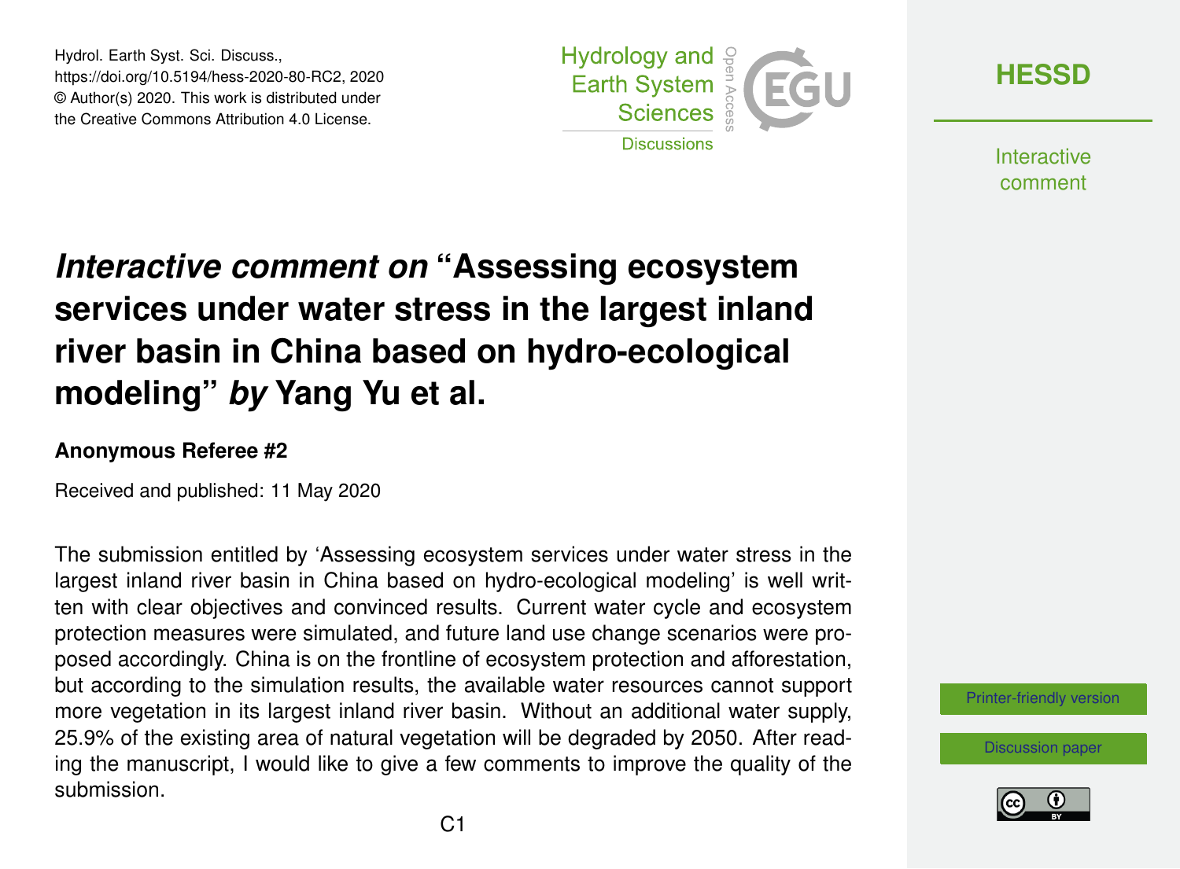# *Interactive comment on* "Assessing ecosystem services under water stress in the largest inland river basin in China based on hydro-ecological modeling" *by* Yang Yu et al.

**Anonymous Referee #2**

Received and published: 11 May 2020

The submission entitled by 'Assessing ecosystem services under water stress in the largest inland river basin in China based on hydro-ecological modeling' is well written with clear objectives and convinced results. Current water cycle and ecosystem protection measures were simulated, and future land use change scenarios were proposed accordingly. China is on the frontline of ecosystem protection and afforestation, but according to the simulation results, the available water resources cannot support more vegetation in its largest inland river basin. Without an additional water supply, 25.9% of the existing area of natural vegetation will be degraded by 2050. After reading the manuscript, I would like to give a few comments to improve the quality of the submission.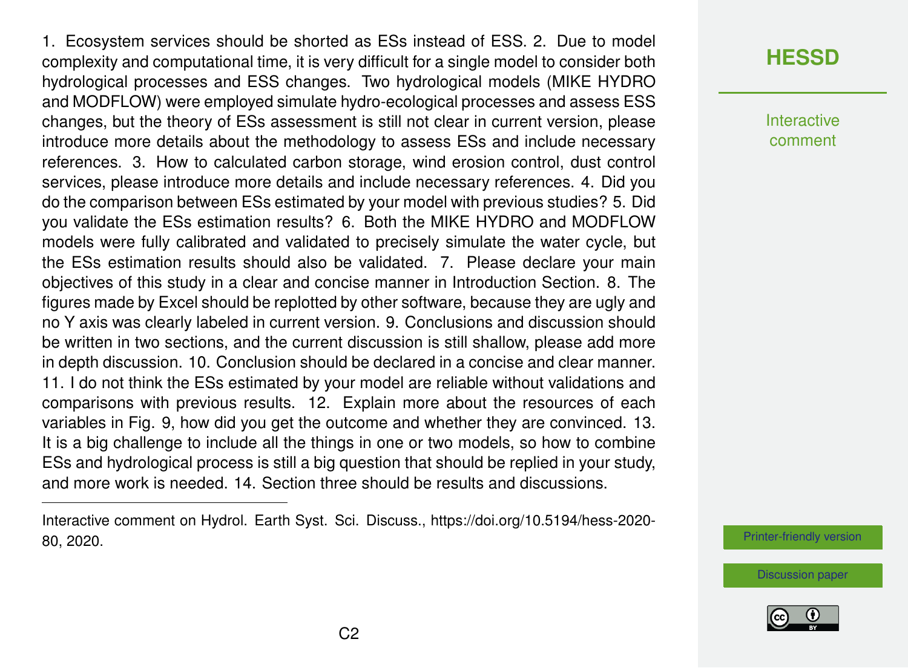1. Ecosystem services should be shorted as ESs instead of ESS. 2. Due to model complexity and computational time, it is very difficult for a single model to consider both hydrological processes and ESS changes. Two hydrological models (MIKE HYDRO and MODFLOW) were employed simulate hydro-ecological processes and assess ESS changes, but the theory of ESs assessment is still not clear in current version, please introduce more details about the methodology to assess ESs and include necessary references. 3. How to calculated carbon storage, wind erosion control, dust control services, please introduce more details and include necessary references. 4. Did you do the comparison between ESs estimated by your model with previous studies? 5. Did you validate the ESs estimation results? 6. Both the MIKE HYDRO and MODFLOW models were fully calibrated and validated to precisely simulate the water cycle, but the ESs estimation results should also be validated. 7. Please declare your main objectives of this study in a clear and concise manner in Introduction Section. 8. The figures made by Excel should be replotted by other software, because they are ugly and no Y axis was clearly labeled in current version. 9. Conclusions and discussion should be written in two sections, and the current discussion is still shallow, please add more in depth discussion. 10. Conclusion should be declared in a concise and clear manner. 11. I do not think the ESs estimated by your model are reliable without validations and comparisons with previous results. 12. Explain more about the resources of each variables in Fig. 9, how did you get the outcome and whether they are convinced. 13. It is a big challenge to include all the things in one or two models, so how to combine ESs and hydrological process is still a big question that should be replied in your study, and more work is needed. 14. Section three should be results and discussions.

---

Interactive comment on Hydrol. Earth Syst. Sci. Discuss., https://doi.org/10.5194/hess-2020-80, 2020.